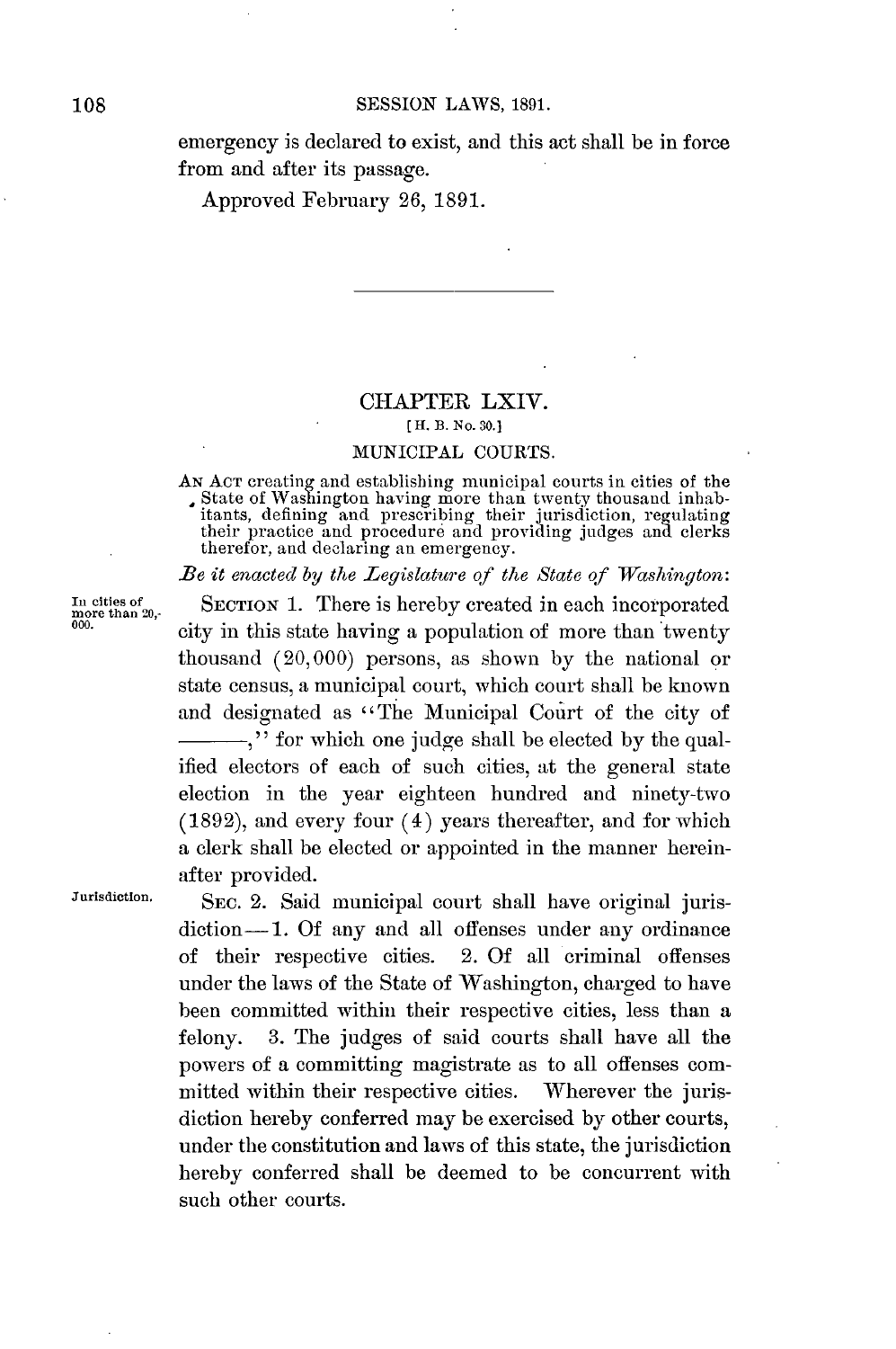emergency is declared to exist, and this act shall be in force from and after its passage.

Approved February 26, 1891.

---

## CHAPTER LXIV.

[H. B. No. 30.]

### MUNICIPAL COURTS.

AN ACT creating and establishing municipal courts in cities of the State of Washington having more than twenty thousand inhabitants, defining and prescribing their jurisdiction, regulating their practice and procedure and providing judges and clerks therefor, and declaring an emergency.

*Be it enacted by the Legislature of the State of Washington:*

In cities of more than 20,000.

SECTION 1. There is hereby created in each incorporated city in this state having a population of more than twenty thousand (20,000) persons, as shown by the national or state census, a municipal court, which court shall be known and designated as "The Municipal Court of the city of ———," for which one judge shall be elected by the qualified electors of each of such cities, at the general state election in the year eighteen hundred and ninety-two (1892), and every four (4) years thereafter, and for which a clerk shall be elected or appointed in the manner hereinafter provided.

Jurisdiction.

SEC. 2. Said municipal court shall have original jurisdiction—1. Of any and all offenses under any ordinance of their respective cities. 2. Of all criminal offenses under the laws of the State of Washington, charged to have been committed within their respective cities, less than a felony. 3. The judges of said courts shall have all the powers of a committing magistrate as to all offenses committed within their respective cities. Wherever the jurisdiction hereby conferred may be exercised by other courts, under the constitution and laws of this state, the jurisdiction hereby conferred shall be deemed to be concurrent with such other courts.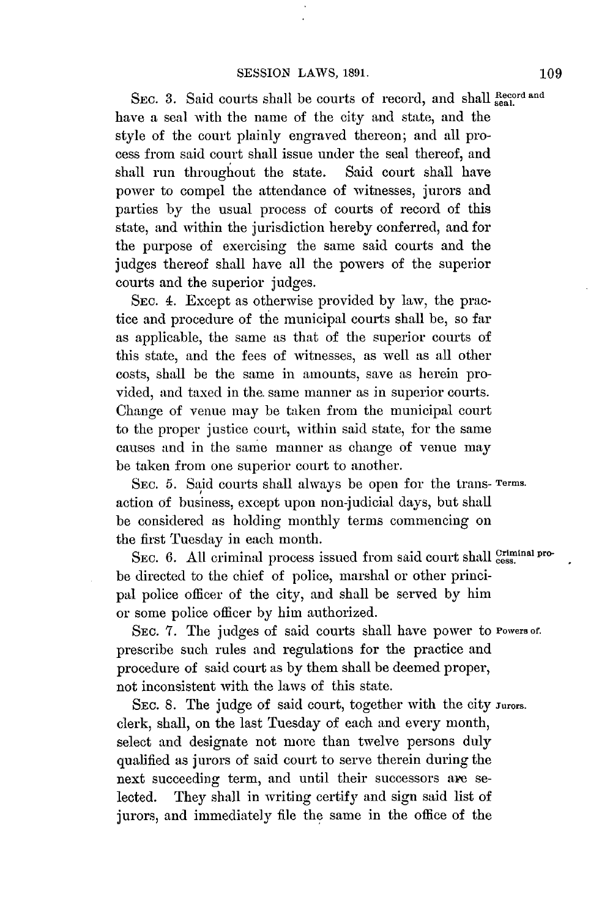SEC. 3. Said courts shall be courts of record, and shall have a seal with the name of the city and state, and the style of the court plainly engraved thereon; and all process from said court shall issue under the seal thereof, and shall run throughout the state. Said court shall have power to compel the attendance of witnesses, jurors and parties by the usual process of courts of record of this state, and within the jurisdiction hereby conferred, and for the purpose of exercising the same said courts and the judges thereof shall have all the powers of the superior courts and the superior judges.

Record and seal.

SEC. 4. Except as otherwise provided by law, the practice and procedure of the municipal courts shall be, so far as applicable, the same as that of the superior courts of this state, and the fees of witnesses, as well as all other costs, shall be the same in amounts, save as herein provided, and taxed in the same manner as in superior courts. Change of venue may be taken from the municipal court to the proper justice court, within said state, for the same causes and in the same manner as change of venue may be taken from one superior court to another.

SEC. 5. Said courts shall always be open for the transaction of business, except upon non-judicial days, but shall be considered as holding monthly terms commencing on the first Tuesday in each month.

Terms.

SEC. 6. All criminal process issued from said court shall be directed to the chief of police, marshal or other principal police officer of the city, and shall be served by him or some police officer by him authorized.

Criminal process.

SEC. 7. The judges of said courts shall have power to prescribe such rules and regulations for the practice and procedure of said court as by them shall be deemed proper, not inconsistent with the laws of this state.

Powers of.

SEC. 8. The judge of said court, together with the city clerk, shall, on the last Tuesday of each and every month, select and designate not more than twelve persons duly qualified as jurors of said court to serve therein during the next succeeding term, and until their successors are selected. They shall in writing certify and sign said list of jurors, and immediately file the same in the office of the

Jurors.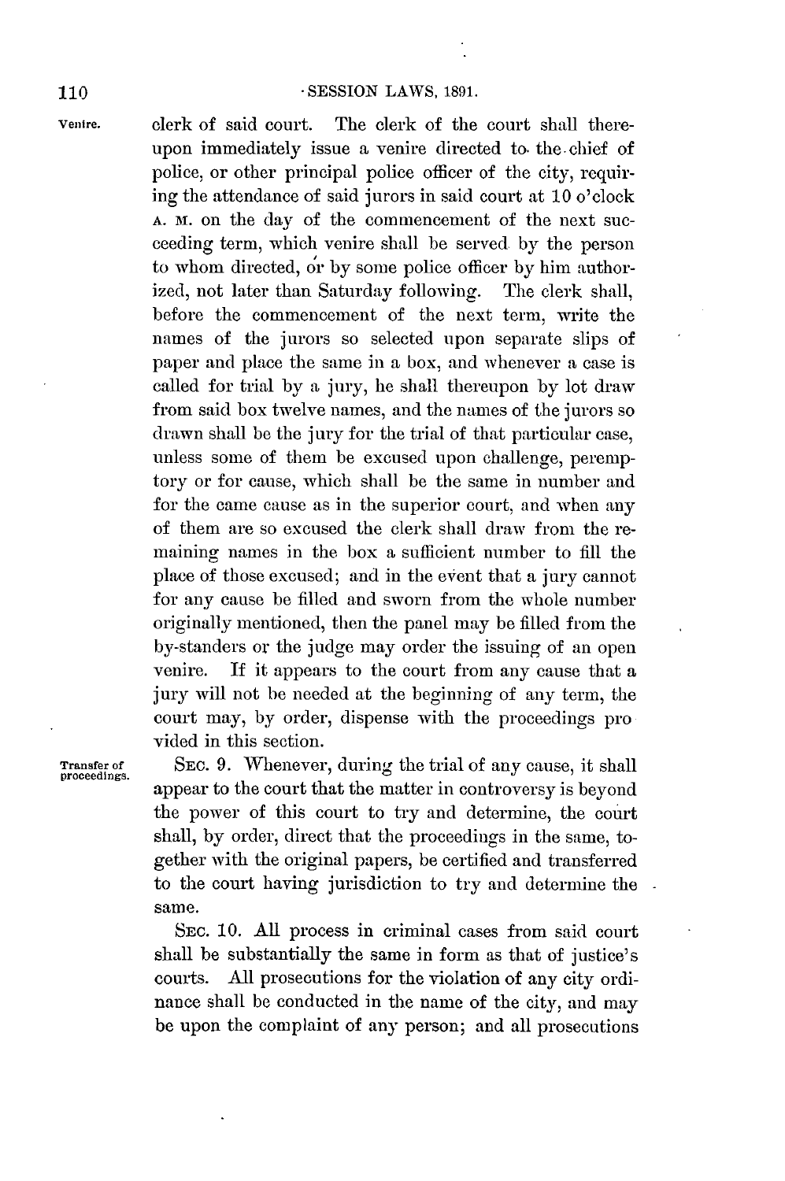clerk of said court. The clerk of the court shall thereupon immediately issue a venire directed to the chief of police, or other principal police officer of the city, requiring the attendance of said jurors in said court at 10 o'clock A. M. on the day of the commencement of the next succeeding term, which venire shall be served by the person to whom directed, or by some police officer by him authorized, not later than Saturday following. The clerk shall, before the commencement of the next term, write the names of the jurors so selected upon separate slips of paper and place the same in a box, and whenever a case is called for trial by a jury, he shall thereupon by lot draw from said box twelve names, and the names of the jurors so drawn shall be the jury for the trial of that particular case, unless some of them be excused upon challenge, peremptory or for cause, which shall be the same in number and for the came cause as in the superior court, and when any of them are so excused the clerk shall draw from the remaining names in the box a sufficient number to fill the place of those excused; and in the event that a jury cannot for any cause be filled and sworn from the whole number originally mentioned, then the panel may be filled from the by-standers or the judge may order the issuing of an open venire. If it appears to the court from any cause that a jury will not be needed at the beginning of any term, the court may, by order, dispense with the proceedings provided in this section.

Venire.

Transfer of proceedings.

SEC. 9. Whenever, during the trial of any cause, it shall appear to the court that the matter in controversy is beyond the power of this court to try and determine, the court shall, by order, direct that the proceedings in the same, together with the original papers, be certified and transferred to the court having jurisdiction to try and determine the same.

SEC. 10. All process in criminal cases from said court shall be substantially the same in form as that of justice's courts. All prosecutions for the violation of any city ordinance shall be conducted in the name of the city, and may be upon the complaint of any person; and all prosecutions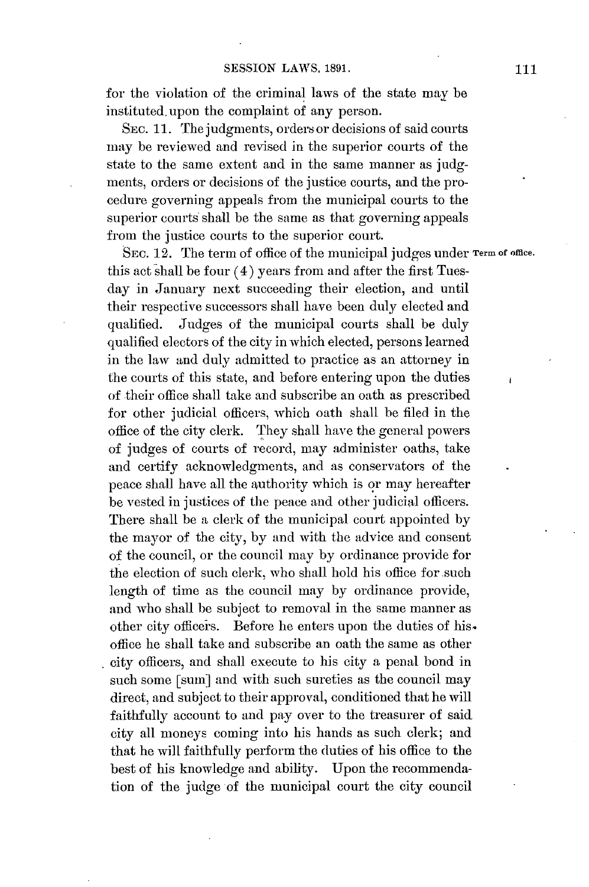for the violation of the criminal laws of the state may be instituted upon the complaint of any person.

SEC. 11. The judgments, orders or decisions of said courts may be reviewed and revised in the superior courts of the state to the same extent and in the same manner as judgments, orders or decisions of the justice courts, and the procedure governing appeals from the municipal courts to the superior courts shall be the same as that governing appeals from the justice courts to the superior court.

SEC. 12. The term of office of the municipal judges under this act shall be four (4) years from and after the first Tuesday in January next succeeding their election, and until their respective successors shall have been duly elected and qualified. Judges of the municipal courts shall be duly qualified electors of the city in which elected, persons learned in the law and duly admitted to practice as an attorney in the courts of this state, and before entering upon the duties of their office shall take and subscribe an oath as prescribed for other judicial officers, which oath shall be filed in the office of the city clerk. They shall have the general powers of judges of courts of record, may administer oaths, take and certify acknowledgments, and as conservators of the peace shall have all the authority which is or may hereafter be vested in justices of the peace and other judicial officers. There shall be a clerk of the municipal court appointed by the mayor of the city, by and with the advice and consent of the council, or the council may by ordinance provide for the election of such clerk, who shall hold his office for such length of time as the council may by ordinance provide, and who shall be subject to removal in the same manner as other city officers. Before he enters upon the duties of his office he shall take and subscribe an oath the same as other city officers, and shall execute to his city a penal bond in such some [sum] and with such sureties as the council may direct, and subject to their approval, conditioned that he will faithfully account to and pay over to the treasurer of said city all moneys coming into his hands as such clerk; and that he will faithfully perform the duties of his office to the best of his knowledge and ability. Upon the recommendation of the judge of the municipal court the city council

Term of office.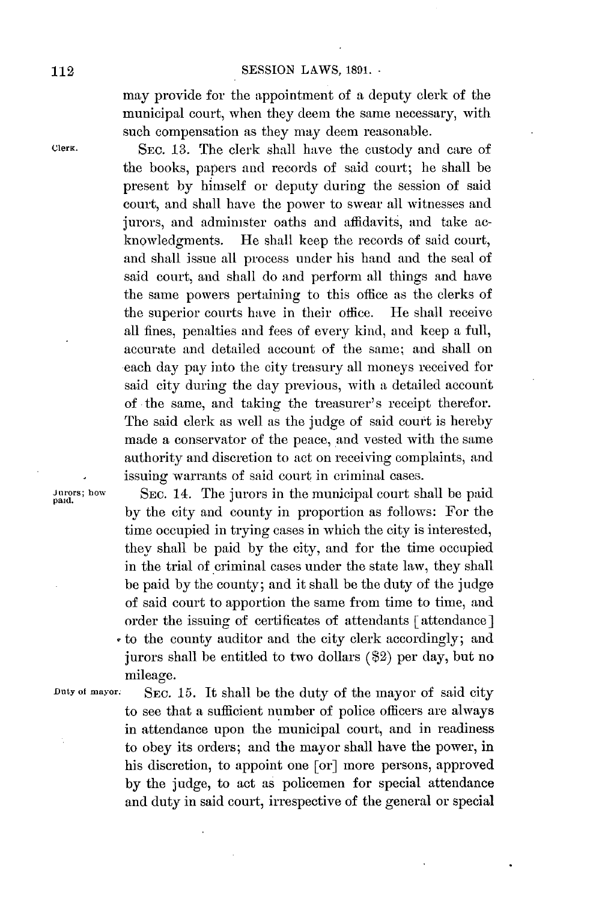may provide for the appointment of a deputy clerk of the municipal court, when they deem the same necessary, with such compensation as they may deem reasonable.

Clerk. SEC. 13. The clerk shall have the custody and care of the books, papers and records of said court; he shall be present by himself or deputy during the session of said court, and shall have the power to swear all witnesses and jurors, and administer oaths and affidavits, and take acknowledgments. He shall keep the records of said court, and shall issue all process under his hand and the seal of said court, and shall do and perform all things and have the same powers pertaining to this office as the clerks of the superior courts have in their office. He shall receive all fines, penalties and fees of every kind, and keep a full, accurate and detailed account of the same; and shall on each day pay into the city treasury all moneys received for said city during the day previous, with a detailed account of the same, and taking the treasurer's receipt therefor. The said clerk as well as the judge of said court is hereby made a conservator of the peace, and vested with the same authority and discretion to act on receiving complaints, and issuing warrants of said court in criminal cases.

Jurors; how paid. SEC. 14. The jurors in the municipal court shall be paid by the city and county in proportion as follows: For the time occupied in trying cases in which the city is interested, they shall be paid by the city, and for the time occupied in the trial of criminal cases under the state law, they shall be paid by the county; and it shall be the duty of the judge of said court to apportion the same from time to time, and order the issuing of certificates of attendants [attendance] to the county auditor and the city clerk accordingly; and jurors shall be entitled to two dollars ($2) per day, but no mileage.

Duty of mayor. SEC. 15. It shall be the duty of the mayor of said city to see that a sufficient number of police officers are always in attendance upon the municipal court, and in readiness to obey its orders; and the mayor shall have the power, in his discretion, to appoint one [or] more persons, approved by the judge, to act as policemen for special attendance and duty in said court, irrespective of the general or special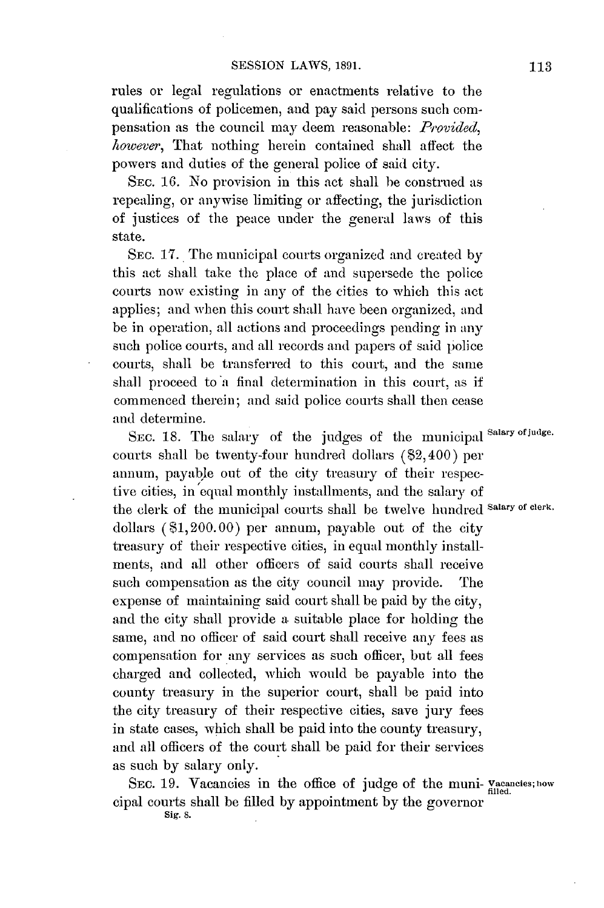rules or legal regulations or enactments relative to the qualifications of policemen, and pay said persons such compensation as the council may deem reasonable: *Provided, however*, That nothing herein contained shall affect the powers and duties of the general police of said city.

SEC. 16. No provision in this act shall be construed as repealing, or anywise limiting or affecting, the jurisdiction of justices of the peace under the general laws of this state.

SEC. 17. The municipal courts organized and created by this act shall take the place of and supersede the police courts now existing in any of the cities to which this act applies; and when this court shall have been organized, and be in operation, all actions and proceedings pending in any such police courts, and all records and papers of said police courts, shall be transferred to this court, and the same shall proceed to a final determination in this court, as if commenced therein; and said police courts shall then cease and determine.

Salary of judge.

SEC. 18. The salary of the judges of the municipal courts shall be twenty-four hundred dollars ($2,400) per annum, payable out of the city treasury of their respective cities, in equal monthly installments, and the salary of the clerk of the municipal courts shall be twelve hundred dollars ($1,200.00) per annum, payable out of the city treasury of their respective cities, in equal monthly installments, and all other officers of said courts shall receive such compensation as the city council may provide. The expense of maintaining said court shall be paid by the city, and the city shall provide a suitable place for holding the same, and no officer of said court shall receive any fees as compensation for any services as such officer, but all fees charged and collected, which would be payable into the county treasury in the superior court, shall be paid into the city treasury of their respective cities, save jury fees in state cases, which shall be paid into the county treasury, and all officers of the court shall be paid for their services as such by salary only.

Salary of clerk.

Vacancies; how filled.

SEC. 19. Vacancies in the office of judge of the municipal courts shall be filled by appointment by the governor

Sig. 8.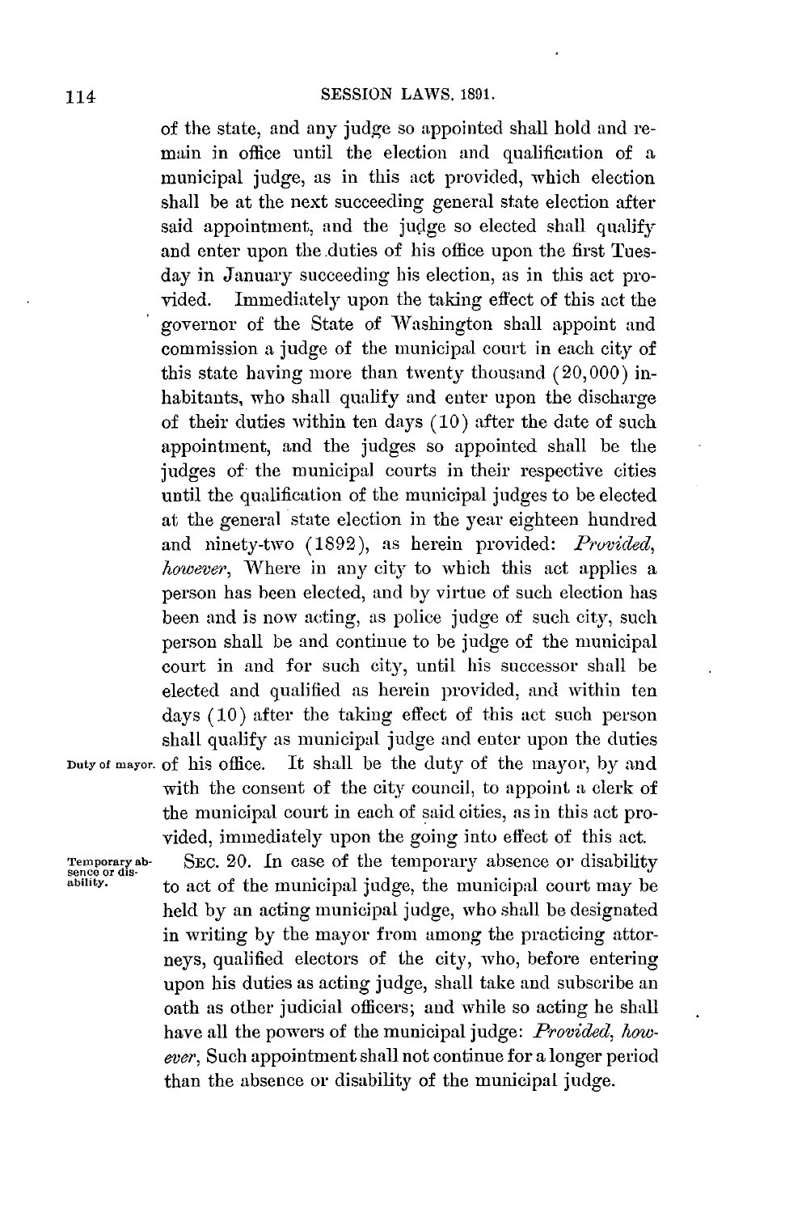of the state, and any judge so appointed shall hold and remain in office until the election and qualification of a municipal judge, as in this act provided, which election shall be at the next succeeding general state election after said appointment, and the judge so elected shall qualify and enter upon the duties of his office upon the first Tuesday in January succeeding his election, as in this act provided. Immediately upon the taking effect of this act the governor of the State of Washington shall appoint and commission a judge of the municipal court in each city of this state having more than twenty thousand (20,000) inhabitants, who shall qualify and enter upon the discharge of their duties within ten days (10) after the date of such appointment, and the judges so appointed shall be the judges of the municipal courts in their respective cities until the qualification of the municipal judges to be elected at the general state election in the year eighteen hundred and ninety-two (1892), as herein provided: *Provided, however*, Where in any city to which this act applies a person has been elected, and by virtue of such election has been and is now acting, as police judge of such city, such person shall be and continue to be judge of the municipal court in and for such city, until his successor shall be elected and qualified as herein provided, and within ten days (10) after the taking effect of this act such person shall qualify as municipal judge and enter upon the duties of his office. It shall be the duty of the mayor, by and with the consent of the city council, to appoint a clerk of the municipal court in each of said cities, as in this act provided, immediately upon the going into effect of this act.

Duty of mayor.

Temporary absence or disability.

SEC. 20. In case of the temporary absence or disability to act of the municipal judge, the municipal court may be held by an acting municipal judge, who shall be designated in writing by the mayor from among the practicing attorneys, qualified electors of the city, who, before entering upon his duties as acting judge, shall take and subscribe an oath as other judicial officers; and while so acting he shall have all the powers of the municipal judge: *Provided, however*, Such appointment shall not continue for a longer period than the absence or disability of the municipal judge.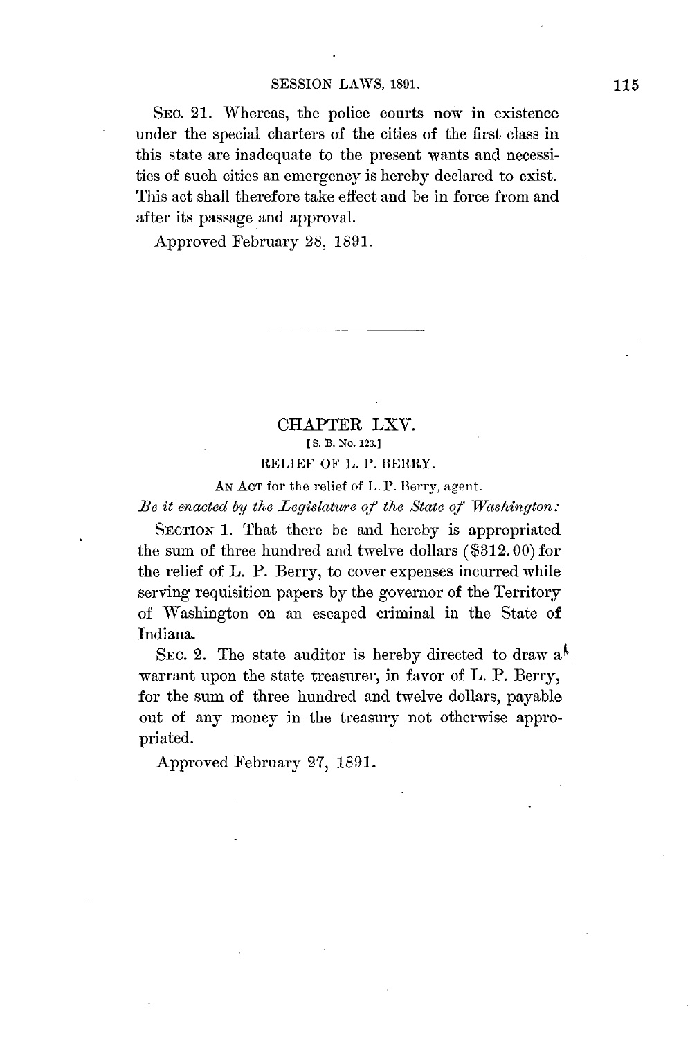Sec. 21. Whereas, the police courts now in existence under the special charters of the cities of the first class in this state are inadequate to the present wants and necessities of such cities an emergency is hereby declared to exist. This act shall therefore take effect and be in force from and after its passage and approval.

Approved February 28, 1891.

---

## CHAPTER LXV.

[S. B. No. 123.]

RELIEF OF L. P. BERRY.

An Act for the relief of L. P. Berry, agent.

*Be it enacted by the Legislature of the State of Washington:*

Section 1. That there be and hereby is appropriated the sum of three hundred and twelve dollars ($312.00) for the relief of L. P. Berry, to cover expenses incurred while serving requisition papers by the governor of the Territory of Washington on an escaped criminal in the State of Indiana.

Sec. 2. The state auditor is hereby directed to draw a warrant upon the state treasurer, in favor of L. P. Berry, for the sum of three hundred and twelve dollars, payable out of any money in the treasury not otherwise appropriated.

Approved February 27, 1891.